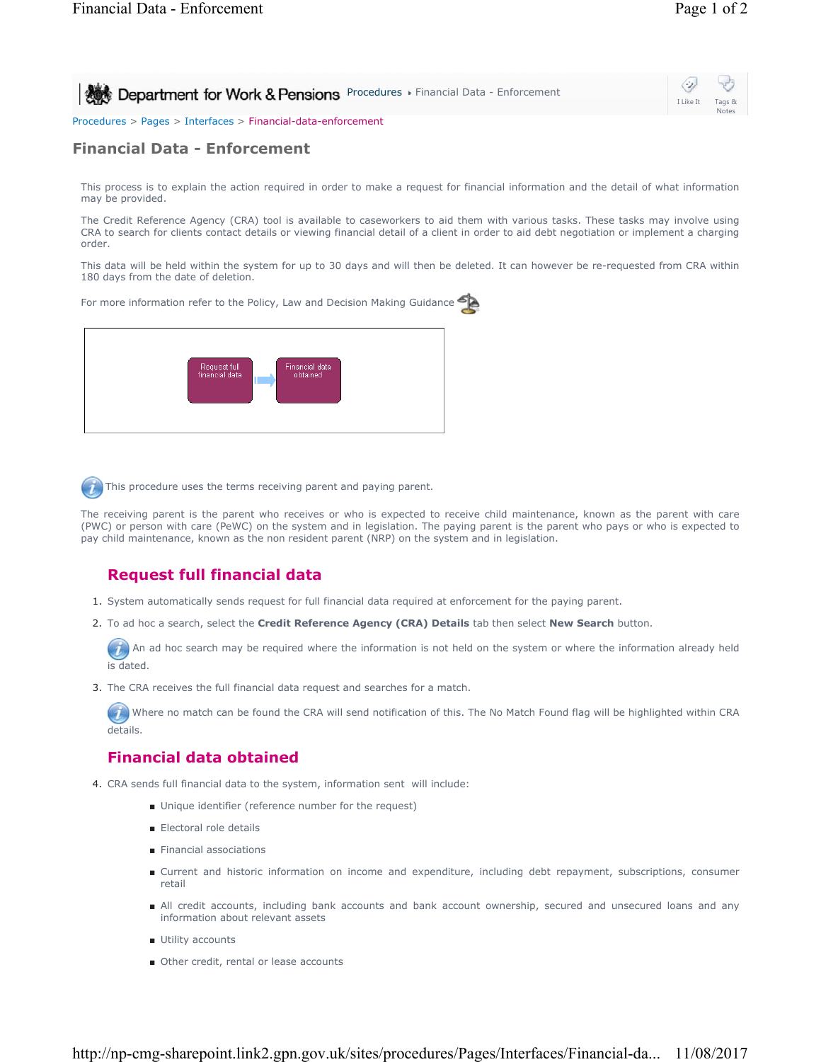Procedures > Pages > Interfaces > Financial-data-enforcement

# Financial Data - Enforcement

This process is to explain the action required in order to make a request for financial information and the detail of what information may be provided.

The Credit Reference Agency (CRA) tool is available to caseworkers to aid them with various tasks. These tasks may involve using CRA to search for clients contact details or viewing financial detail of a client in order to aid debt negotiation or implement a charging order.

This data will be held within the system for up to 30 days and will then be deleted. It can however be re-requested from CRA within 180 days from the date of deletion.

For more information refer to the Policy, Law and Decision Making Guidance

Request full financial data → Financial data obtained

This procedure uses the terms receiving parent and paying parent.

The receiving parent is the parent who receives or who is expected to receive child maintenance, known as the parent with care (PWC) or person with care (PeWC) on the system and in legislation. The paying parent is the parent who pays or who is expected to pay child maintenance, known as the non resident parent (NRP) on the system and in legislation.

## Request full financial data

1. System automatically sends request for full financial data required at enforcement for the paying parent.
2. To ad hoc a search, select the **Credit Reference Agency (CRA) Details** tab then select **New Search** button.

   An ad hoc search may be required where the information is not held on the system or where the information already held is dated.

3. The CRA receives the full financial data request and searches for a match.

   Where no match can be found the CRA will send notification of this. The No Match Found flag will be highlighted within CRA details.

## Financial data obtained

4. CRA sends full financial data to the system, information sent will include:
   - Unique identifier (reference number for the request)
   - Electoral role details
   - Financial associations
   - Current and historic information on income and expenditure, including debt repayment, subscriptions, consumer retail
   - All credit accounts, including bank accounts and bank account ownership, secured and unsecured loans and any information about relevant assets
   - Utility accounts
   - Other credit, rental or lease accounts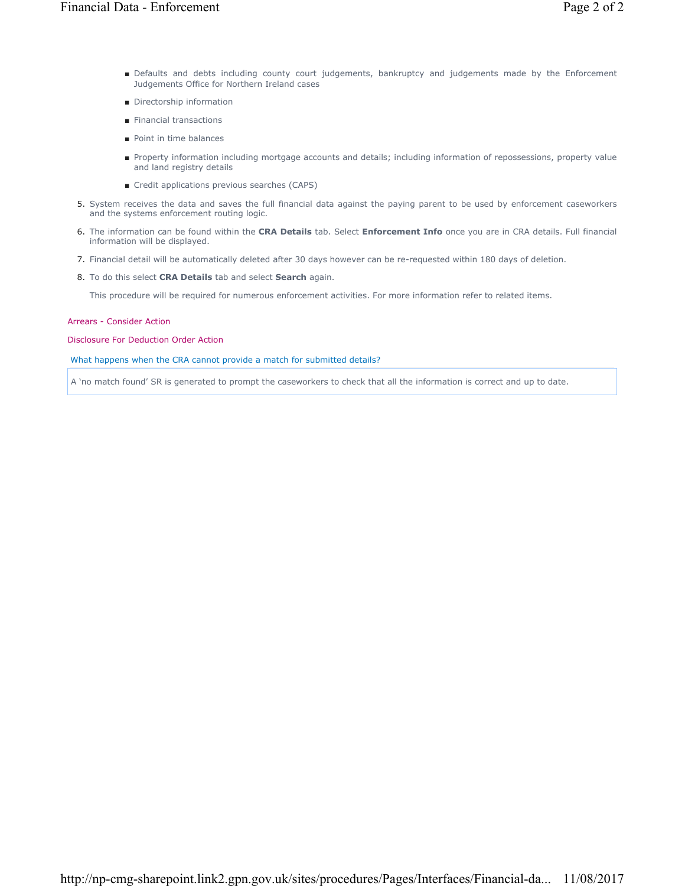- Defaults and debts including county court judgements, bankruptcy and judgements made by the Enforcement Judgements Office for Northern Ireland cases
- Directorship information
- Financial transactions
- Point in time balances
- Property information including mortgage accounts and details; including information of repossessions, property value and land registry details
- Credit applications previous searches (CAPS)

5. System receives the data and saves the full financial data against the paying parent to be used by enforcement caseworkers and the systems enforcement routing logic.
6. The information can be found within the **CRA Details** tab. Select **Enforcement Info** once you are in CRA details. Full financial information will be displayed.
7. Financial detail will be automatically deleted after 30 days however can be re-requested within 180 days of deletion.
8. To do this select **CRA Details** tab and select **Search** again.

   This procedure will be required for numerous enforcement activities. For more information refer to related items.

Arrears - Consider Action

Disclosure For Deduction Order Action

What happens when the CRA cannot provide a match for submitted details?

A 'no match found' SR is generated to prompt the caseworkers to check that all the information is correct and up to date.